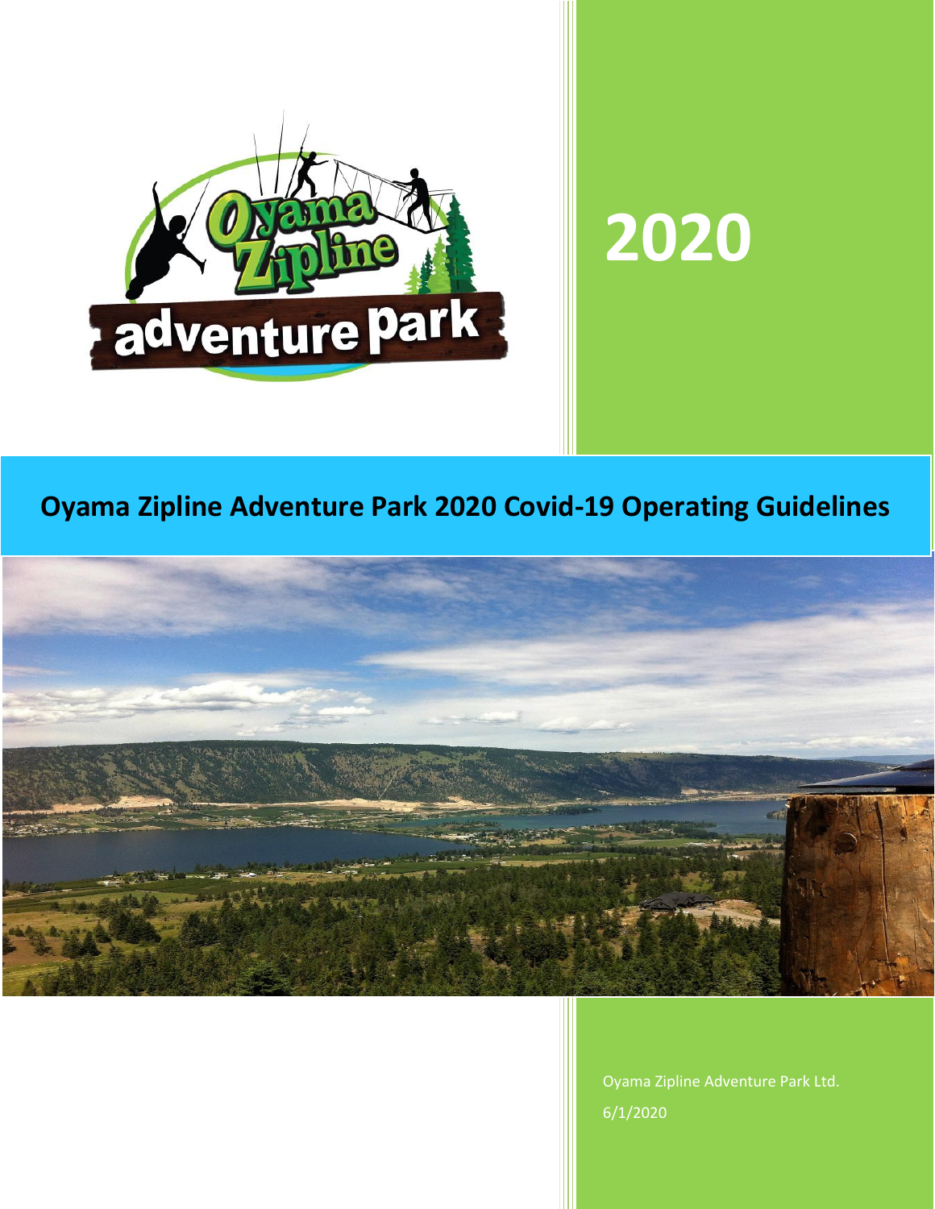2020

# Oyama Zipline Adventure Park 2020 Covid-19 Operating Guidelines

Oyama Zipline Adventure Park Ltd.

6/1/2020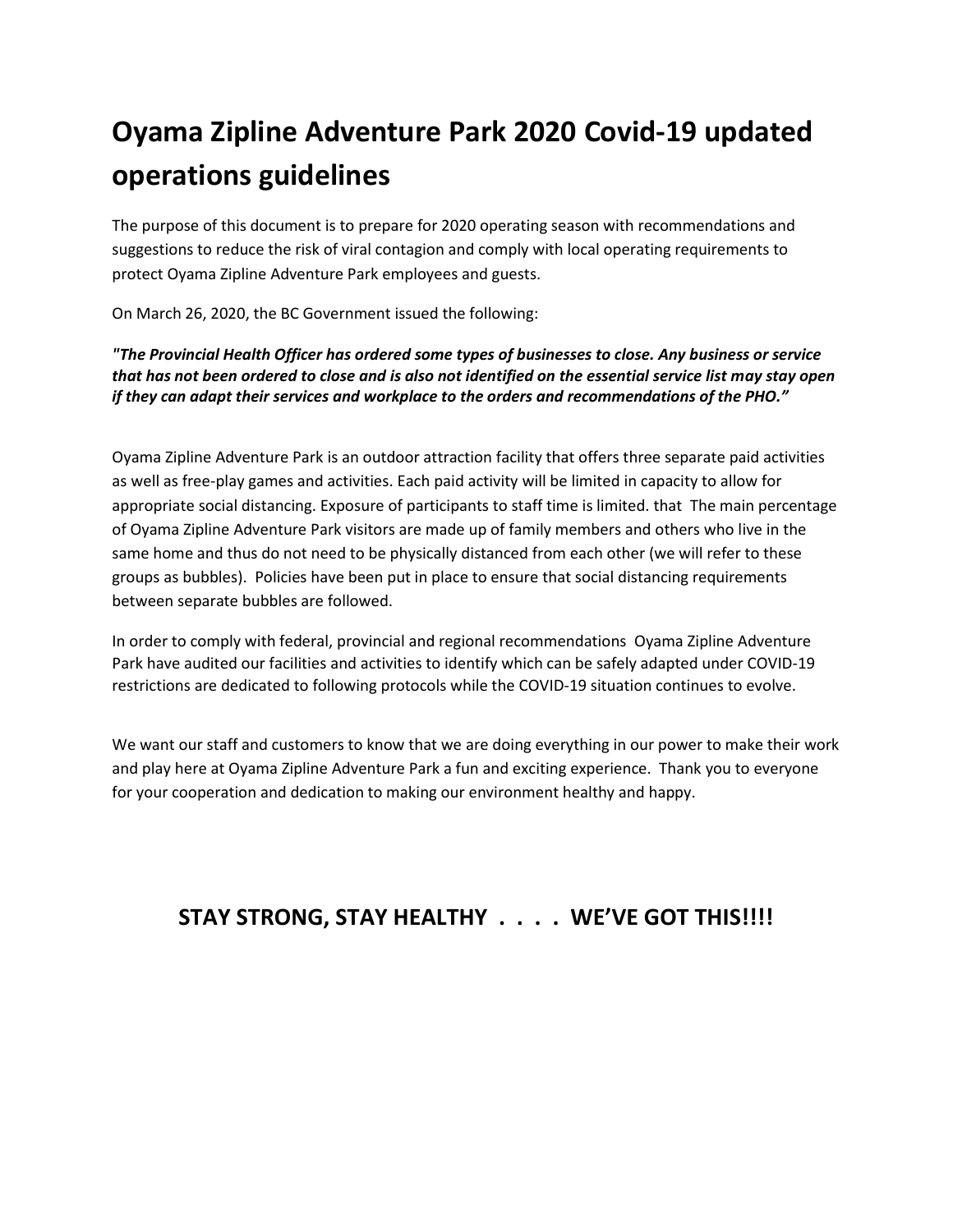# Oyama Zipline Adventure Park 2020 Covid-19 updated operations guidelines

The purpose of this document is to prepare for 2020 operating season with recommendations and suggestions to reduce the risk of viral contagion and comply with local operating requirements to protect Oyama Zipline Adventure Park employees and guests.

On March 26, 2020, the BC Government issued the following:

***"The Provincial Health Officer has ordered some types of businesses to close. Any business or service that has not been ordered to close and is also not identified on the essential service list may stay open if they can adapt their services and workplace to the orders and recommendations of the PHO."***

Oyama Zipline Adventure Park is an outdoor attraction facility that offers three separate paid activities as well as free-play games and activities. Each paid activity will be limited in capacity to allow for appropriate social distancing. Exposure of participants to staff time is limited. that The main percentage of Oyama Zipline Adventure Park visitors are made up of family members and others who live in the same home and thus do not need to be physically distanced from each other (we will refer to these groups as bubbles). Policies have been put in place to ensure that social distancing requirements between separate bubbles are followed.

In order to comply with federal, provincial and regional recommendations Oyama Zipline Adventure Park have audited our facilities and activities to identify which can be safely adapted under COVID-19 restrictions are dedicated to following protocols while the COVID-19 situation continues to evolve.

We want our staff and customers to know that we are doing everything in our power to make their work and play here at Oyama Zipline Adventure Park a fun and exciting experience. Thank you to everyone for your cooperation and dedication to making our environment healthy and happy.

**STAY STRONG, STAY HEALTHY . . . . WE'VE GOT THIS!!!!**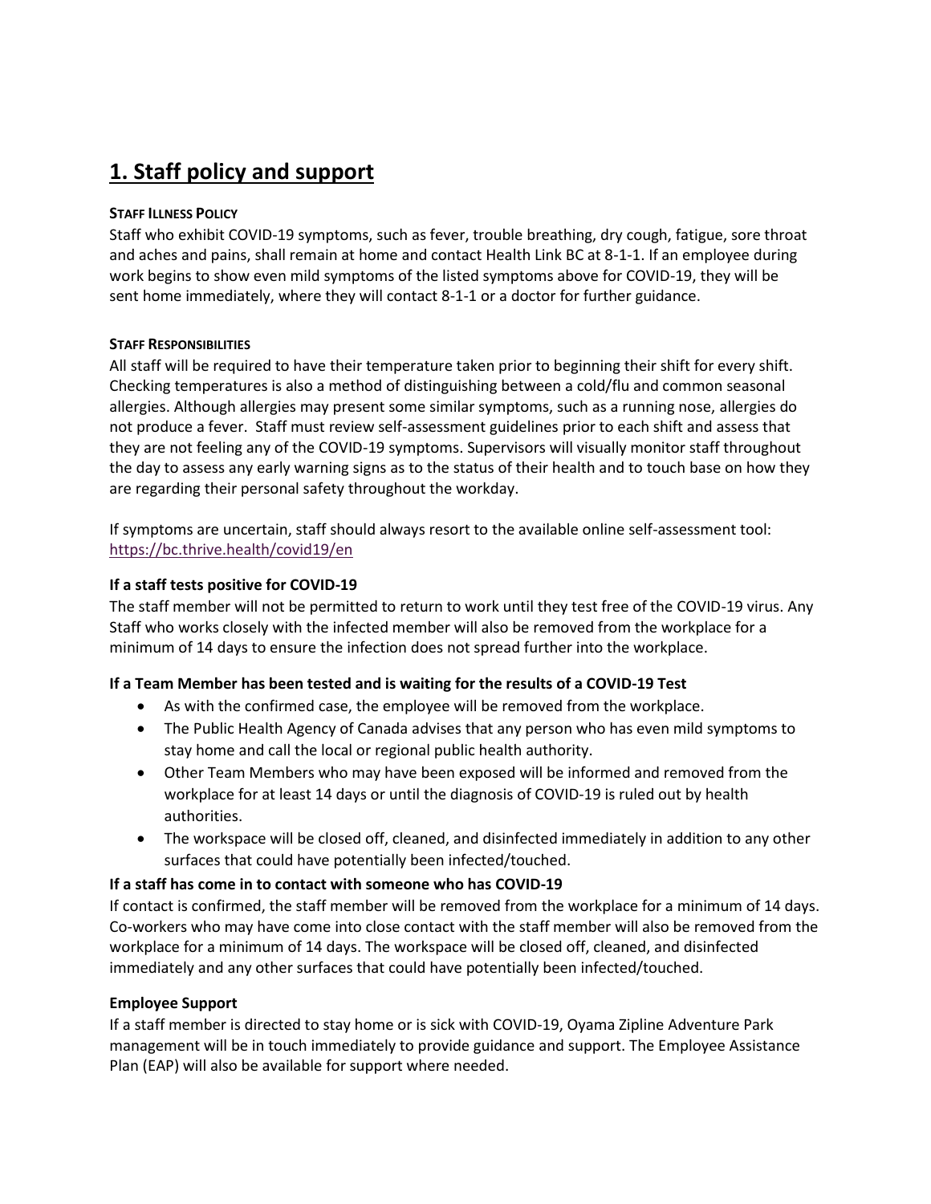# 1. Staff policy and support

#### Staff Illness Policy

Staff who exhibit COVID-19 symptoms, such as fever, trouble breathing, dry cough, fatigue, sore throat and aches and pains, shall remain at home and contact Health Link BC at 8-1-1. If an employee during work begins to show even mild symptoms of the listed symptoms above for COVID-19, they will be sent home immediately, where they will contact 8-1-1 or a doctor for further guidance.

#### Staff Responsibilities

All staff will be required to have their temperature taken prior to beginning their shift for every shift. Checking temperatures is also a method of distinguishing between a cold/flu and common seasonal allergies. Although allergies may present some similar symptoms, such as a running nose, allergies do not produce a fever. Staff must review self-assessment guidelines prior to each shift and assess that they are not feeling any of the COVID-19 symptoms. Supervisors will visually monitor staff throughout the day to assess any early warning signs as to the status of their health and to touch base on how they are regarding their personal safety throughout the workday.

If symptoms are uncertain, staff should always resort to the available online self-assessment tool: https://bc.thrive.health/covid19/en

### If a staff tests positive for COVID-19

The staff member will not be permitted to return to work until they test free of the COVID-19 virus. Any Staff who works closely with the infected member will also be removed from the workplace for a minimum of 14 days to ensure the infection does not spread further into the workplace.

### If a Team Member has been tested and is waiting for the results of a COVID-19 Test

- As with the confirmed case, the employee will be removed from the workplace.
- The Public Health Agency of Canada advises that any person who has even mild symptoms to stay home and call the local or regional public health authority.
- Other Team Members who may have been exposed will be informed and removed from the workplace for at least 14 days or until the diagnosis of COVID-19 is ruled out by health authorities.
- The workspace will be closed off, cleaned, and disinfected immediately in addition to any other surfaces that could have potentially been infected/touched.

### If a staff has come in to contact with someone who has COVID-19

If contact is confirmed, the staff member will be removed from the workplace for a minimum of 14 days. Co-workers who may have come into close contact with the staff member will also be removed from the workplace for a minimum of 14 days. The workspace will be closed off, cleaned, and disinfected immediately and any other surfaces that could have potentially been infected/touched.

### Employee Support

If a staff member is directed to stay home or is sick with COVID-19, Oyama Zipline Adventure Park management will be in touch immediately to provide guidance and support. The Employee Assistance Plan (EAP) will also be available for support where needed.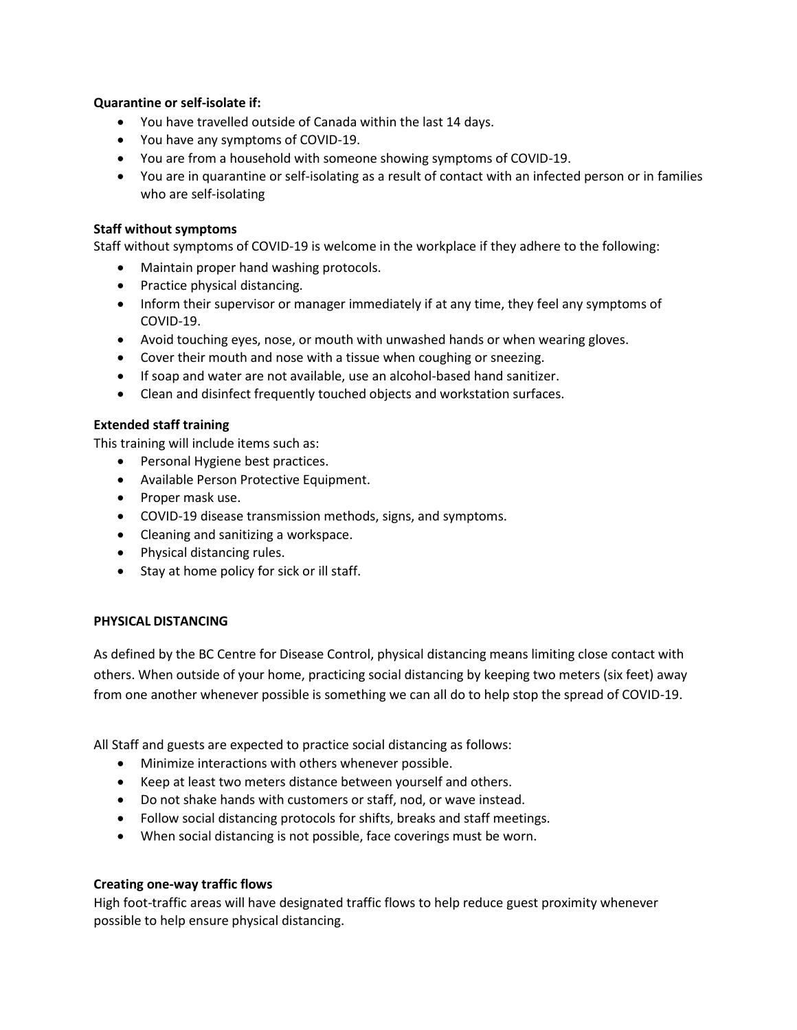**Quarantine or self-isolate if:**

- You have travelled outside of Canada within the last 14 days.
- You have any symptoms of COVID-19.
- You are from a household with someone showing symptoms of COVID-19.
- You are in quarantine or self-isolating as a result of contact with an infected person or in families who are self-isolating

**Staff without symptoms**

Staff without symptoms of COVID-19 is welcome in the workplace if they adhere to the following:

- Maintain proper hand washing protocols.
- Practice physical distancing.
- Inform their supervisor or manager immediately if at any time, they feel any symptoms of COVID-19.
- Avoid touching eyes, nose, or mouth with unwashed hands or when wearing gloves.
- Cover their mouth and nose with a tissue when coughing or sneezing.
- If soap and water are not available, use an alcohol-based hand sanitizer.
- Clean and disinfect frequently touched objects and workstation surfaces.

**Extended staff training**

This training will include items such as:

- Personal Hygiene best practices.
- Available Person Protective Equipment.
- Proper mask use.
- COVID-19 disease transmission methods, signs, and symptoms.
- Cleaning and sanitizing a workspace.
- Physical distancing rules.
- Stay at home policy for sick or ill staff.

**PHYSICAL DISTANCING**

As defined by the BC Centre for Disease Control, physical distancing means limiting close contact with others. When outside of your home, practicing social distancing by keeping two meters (six feet) away from one another whenever possible is something we can all do to help stop the spread of COVID-19.

All Staff and guests are expected to practice social distancing as follows:

- Minimize interactions with others whenever possible.
- Keep at least two meters distance between yourself and others.
- Do not shake hands with customers or staff, nod, or wave instead.
- Follow social distancing protocols for shifts, breaks and staff meetings.
- When social distancing is not possible, face coverings must be worn.

**Creating one-way traffic flows**

High foot-traffic areas will have designated traffic flows to help reduce guest proximity whenever possible to help ensure physical distancing.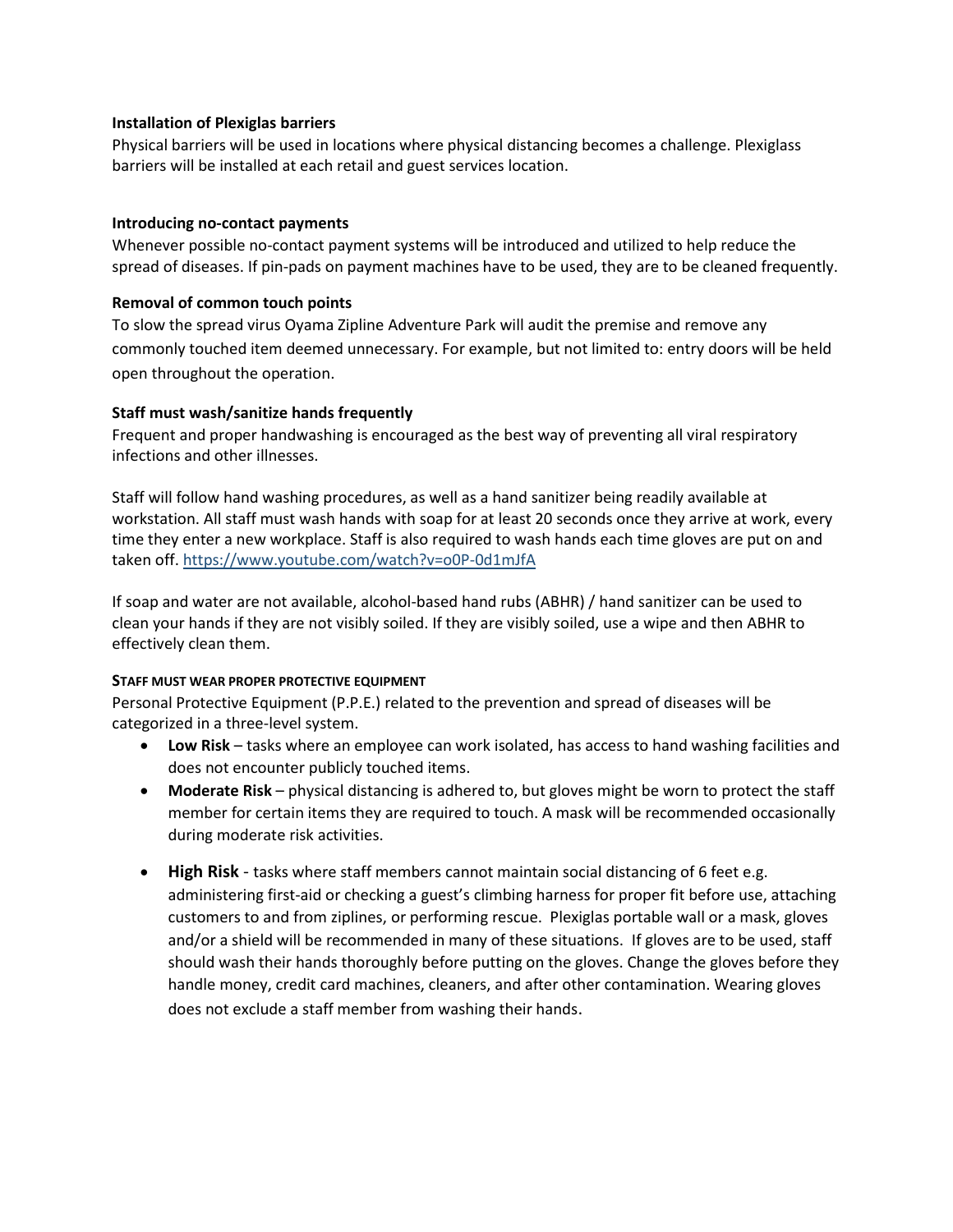**Installation of Plexiglas barriers**

Physical barriers will be used in locations where physical distancing becomes a challenge. Plexiglass barriers will be installed at each retail and guest services location.

**Introducing no-contact payments**

Whenever possible no-contact payment systems will be introduced and utilized to help reduce the spread of diseases. If pin-pads on payment machines have to be used, they are to be cleaned frequently.

**Removal of common touch points**

To slow the spread virus Oyama Zipline Adventure Park will audit the premise and remove any commonly touched item deemed unnecessary. For example, but not limited to: entry doors will be held open throughout the operation.

**Staff must wash/sanitize hands frequently**

Frequent and proper handwashing is encouraged as the best way of preventing all viral respiratory infections and other illnesses.

Staff will follow hand washing procedures, as well as a hand sanitizer being readily available at workstation. All staff must wash hands with soap for at least 20 seconds once they arrive at work, every time they enter a new workplace. Staff is also required to wash hands each time gloves are put on and taken off. https://www.youtube.com/watch?v=o0P-0d1mJfA

If soap and water are not available, alcohol-based hand rubs (ABHR) / hand sanitizer can be used to clean your hands if they are not visibly soiled. If they are visibly soiled, use a wipe and then ABHR to effectively clean them.

**STAFF MUST WEAR PROPER PROTECTIVE EQUIPMENT**

Personal Protective Equipment (P.P.E.) related to the prevention and spread of diseases will be categorized in a three-level system.

- **Low Risk** – tasks where an employee can work isolated, has access to hand washing facilities and does not encounter publicly touched items.
- **Moderate Risk** – physical distancing is adhered to, but gloves might be worn to protect the staff member for certain items they are required to touch. A mask will be recommended occasionally during moderate risk activities.
- **High Risk** - tasks where staff members cannot maintain social distancing of 6 feet e.g. administering first-aid or checking a guest's climbing harness for proper fit before use, attaching customers to and from ziplines, or performing rescue. Plexiglas portable wall or a mask, gloves and/or a shield will be recommended in many of these situations. If gloves are to be used, staff should wash their hands thoroughly before putting on the gloves. Change the gloves before they handle money, credit card machines, cleaners, and after other contamination. Wearing gloves does not exclude a staff member from washing their hands.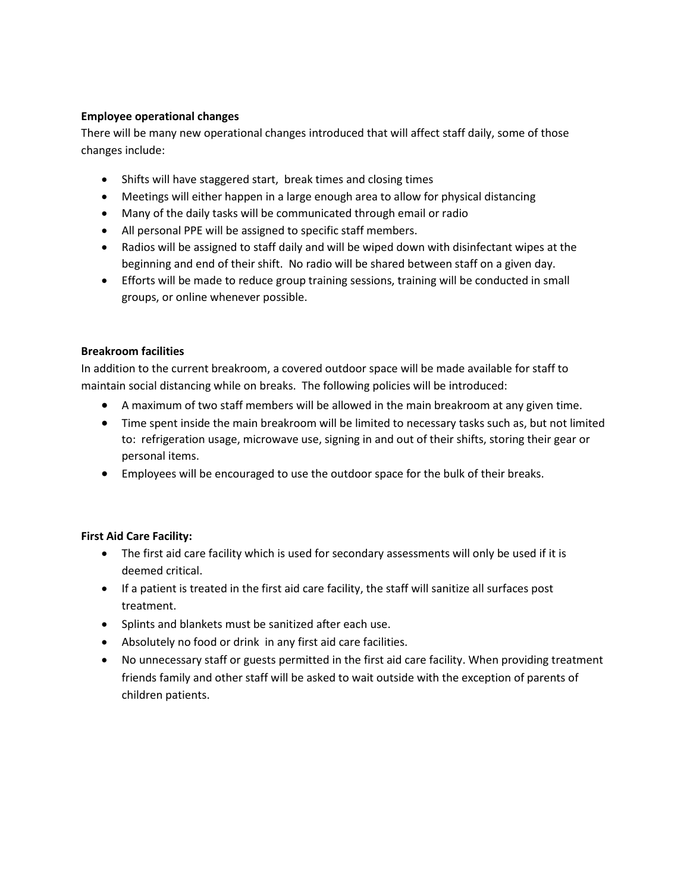**Employee operational changes**

There will be many new operational changes introduced that will affect staff daily, some of those changes include:

- Shifts will have staggered start, break times and closing times
- Meetings will either happen in a large enough area to allow for physical distancing
- Many of the daily tasks will be communicated through email or radio
- All personal PPE will be assigned to specific staff members.
- Radios will be assigned to staff daily and will be wiped down with disinfectant wipes at the beginning and end of their shift. No radio will be shared between staff on a given day.
- Efforts will be made to reduce group training sessions, training will be conducted in small groups, or online whenever possible.

**Breakroom facilities**

In addition to the current breakroom, a covered outdoor space will be made available for staff to maintain social distancing while on breaks. The following policies will be introduced:

- A maximum of two staff members will be allowed in the main breakroom at any given time.
- Time spent inside the main breakroom will be limited to necessary tasks such as, but not limited to: refrigeration usage, microwave use, signing in and out of their shifts, storing their gear or personal items.
- Employees will be encouraged to use the outdoor space for the bulk of their breaks.

**First Aid Care Facility:**

- The first aid care facility which is used for secondary assessments will only be used if it is deemed critical.
- If a patient is treated in the first aid care facility, the staff will sanitize all surfaces post treatment.
- Splints and blankets must be sanitized after each use.
- Absolutely no food or drink in any first aid care facilities.
- No unnecessary staff or guests permitted in the first aid care facility. When providing treatment friends family and other staff will be asked to wait outside with the exception of parents of children patients.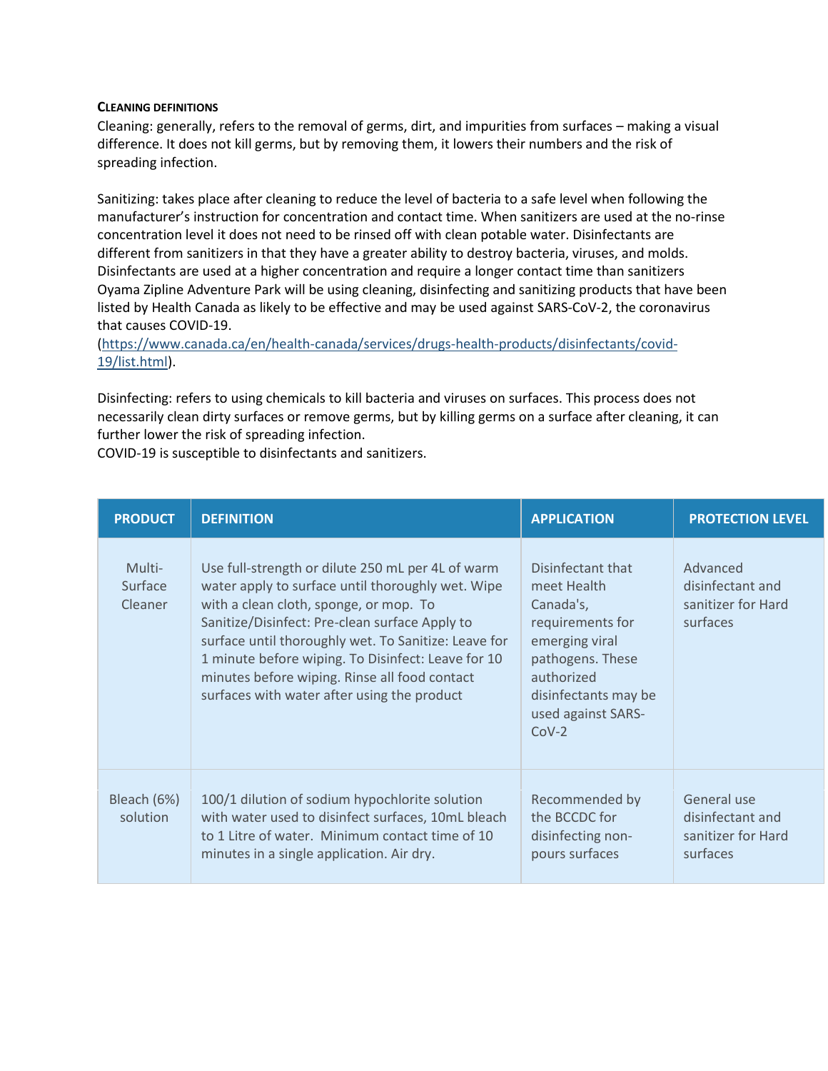**CLEANING DEFINITIONS**

Cleaning: generally, refers to the removal of germs, dirt, and impurities from surfaces – making a visual difference. It does not kill germs, but by removing them, it lowers their numbers and the risk of spreading infection.

Sanitizing: takes place after cleaning to reduce the level of bacteria to a safe level when following the manufacturer's instruction for concentration and contact time. When sanitizers are used at the no-rinse concentration level it does not need to be rinsed off with clean potable water. Disinfectants are different from sanitizers in that they have a greater ability to destroy bacteria, viruses, and molds. Disinfectants are used at a higher concentration and require a longer contact time than sanitizers Oyama Zipline Adventure Park will be using cleaning, disinfecting and sanitizing products that have been listed by Health Canada as likely to be effective and may be used against SARS-CoV-2, the coronavirus that causes COVID-19. (https://www.canada.ca/en/health-canada/services/drugs-health-products/disinfectants/covid-19/list.html).

Disinfecting: refers to using chemicals to kill bacteria and viruses on surfaces. This process does not necessarily clean dirty surfaces or remove germs, but by killing germs on a surface after cleaning, it can further lower the risk of spreading infection.
COVID-19 is susceptible to disinfectants and sanitizers.

| PRODUCT | DEFINITION | APPLICATION | PROTECTION LEVEL |
|---|---|---|---|
| Multi-Surface Cleaner | Use full-strength or dilute 250 mL per 4L of warm water apply to surface until thoroughly wet. Wipe with a clean cloth, sponge, or mop. To Sanitize/Disinfect: Pre-clean surface Apply to surface until thoroughly wet. To Sanitize: Leave for 1 minute before wiping. To Disinfect: Leave for 10 minutes before wiping. Rinse all food contact surfaces with water after using the product | Disinfectant that meet Health Canada's, requirements for emerging viral pathogens. These authorized disinfectants may be used against SARS-CoV-2 | Advanced disinfectant and sanitizer for Hard surfaces |
| Bleach (6%) solution | 100/1 dilution of sodium hypochlorite solution with water used to disinfect surfaces, 10mL bleach to 1 Litre of water. Minimum contact time of 10 minutes in a single application. Air dry. | Recommended by the BCCDC for disinfecting non-pours surfaces | General use disinfectant and sanitizer for Hard surfaces |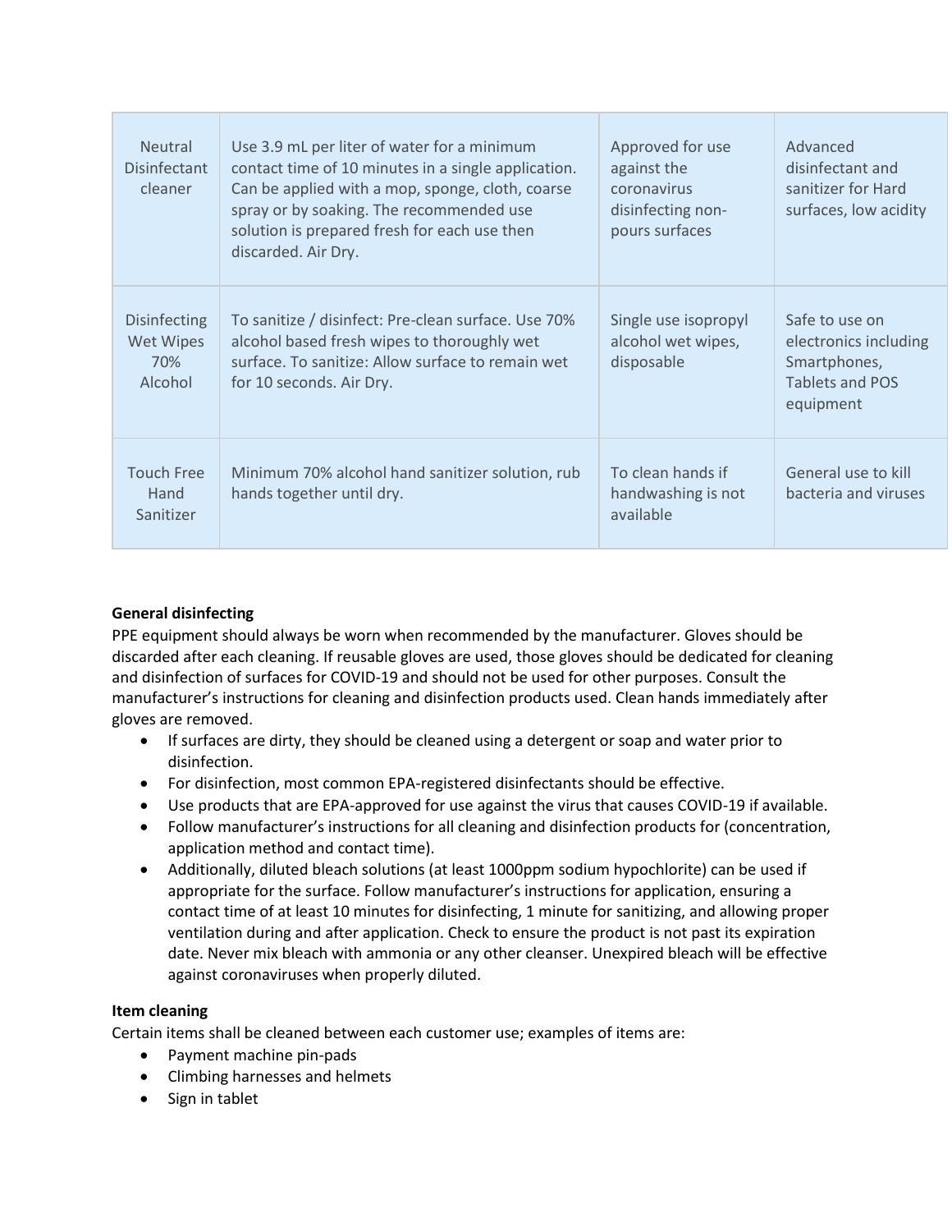| Neutral Disinfectant cleaner | Use 3.9 mL per liter of water for a minimum contact time of 10 minutes in a single application. Can be applied with a mop, sponge, cloth, coarse spray or by soaking. The recommended use solution is prepared fresh for each use then discarded. Air Dry. | Approved for use against the coronavirus disinfecting non-pours surfaces | Advanced disinfectant and sanitizer for Hard surfaces, low acidity |
|---|---|---|---|
| Disinfecting Wet Wipes 70% Alcohol | To sanitize / disinfect: Pre-clean surface. Use 70% alcohol based fresh wipes to thoroughly wet surface. To sanitize: Allow surface to remain wet for 10 seconds. Air Dry. | Single use isopropyl alcohol wet wipes, disposable | Safe to use on electronics including Smartphones, Tablets and POS equipment |
| Touch Free Hand Sanitizer | Minimum 70% alcohol hand sanitizer solution, rub hands together until dry. | To clean hands if handwashing is not available | General use to kill bacteria and viruses |

**General disinfecting**

PPE equipment should always be worn when recommended by the manufacturer. Gloves should be discarded after each cleaning. If reusable gloves are used, those gloves should be dedicated for cleaning and disinfection of surfaces for COVID-19 and should not be used for other purposes. Consult the manufacturer's instructions for cleaning and disinfection products used. Clean hands immediately after gloves are removed.

- If surfaces are dirty, they should be cleaned using a detergent or soap and water prior to disinfection.
- For disinfection, most common EPA-registered disinfectants should be effective.
- Use products that are EPA-approved for use against the virus that causes COVID-19 if available.
- Follow manufacturer's instructions for all cleaning and disinfection products for (concentration, application method and contact time).
- Additionally, diluted bleach solutions (at least 1000ppm sodium hypochlorite) can be used if appropriate for the surface. Follow manufacturer's instructions for application, ensuring a contact time of at least 10 minutes for disinfecting, 1 minute for sanitizing, and allowing proper ventilation during and after application. Check to ensure the product is not past its expiration date. Never mix bleach with ammonia or any other cleanser. Unexpired bleach will be effective against coronaviruses when properly diluted.

**Item cleaning**

Certain items shall be cleaned between each customer use; examples of items are:

- Payment machine pin-pads
- Climbing harnesses and helmets
- Sign in tablet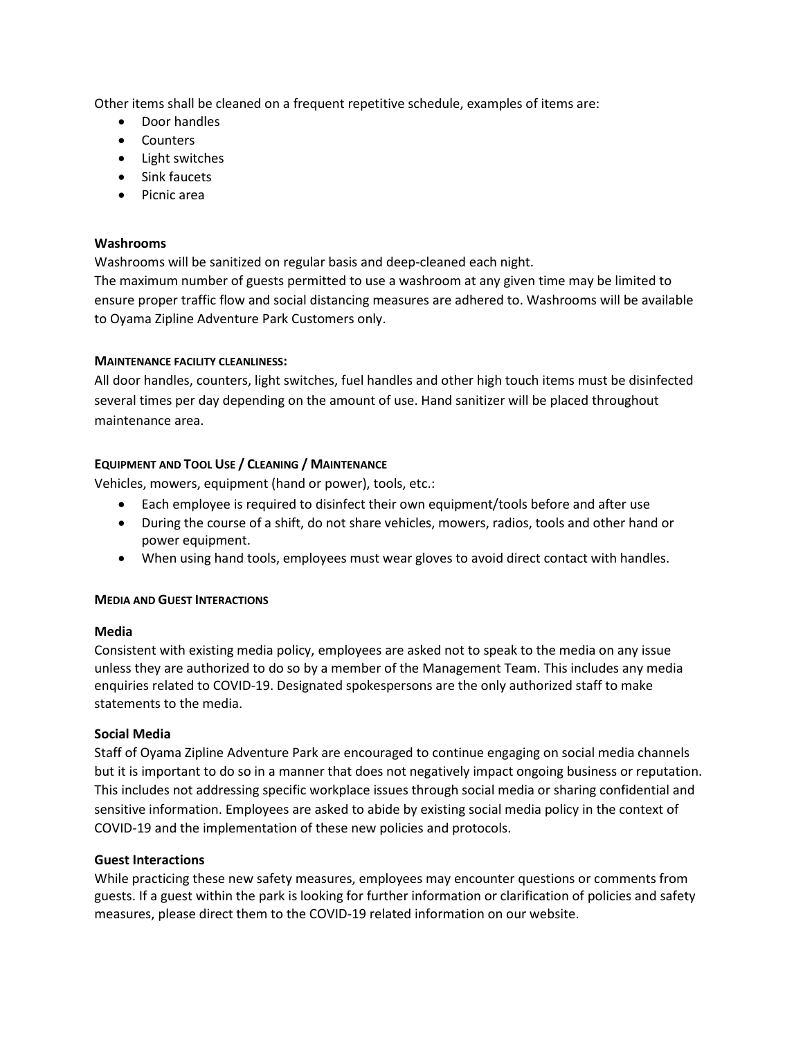Other items shall be cleaned on a frequent repetitive schedule, examples of items are:

- Door handles
- Counters
- Light switches
- Sink faucets
- Picnic area

**Washrooms**

Washrooms will be sanitized on regular basis and deep-cleaned each night.
The maximum number of guests permitted to use a washroom at any given time may be limited to ensure proper traffic flow and social distancing measures are adhered to. Washrooms will be available to Oyama Zipline Adventure Park Customers only.

**MAINTENANCE FACILITY CLEANLINESS:**

All door handles, counters, light switches, fuel handles and other high touch items must be disinfected several times per day depending on the amount of use. Hand sanitizer will be placed throughout maintenance area.

**EQUIPMENT AND TOOL USE / CLEANING / MAINTENANCE**

Vehicles, mowers, equipment (hand or power), tools, etc.:

- Each employee is required to disinfect their own equipment/tools before and after use
- During the course of a shift, do not share vehicles, mowers, radios, tools and other hand or power equipment.
- When using hand tools, employees must wear gloves to avoid direct contact with handles.

**MEDIA AND GUEST INTERACTIONS**

**Media**

Consistent with existing media policy, employees are asked not to speak to the media on any issue unless they are authorized to do so by a member of the Management Team. This includes any media enquiries related to COVID-19. Designated spokespersons are the only authorized staff to make statements to the media.

**Social Media**

Staff of Oyama Zipline Adventure Park are encouraged to continue engaging on social media channels but it is important to do so in a manner that does not negatively impact ongoing business or reputation. This includes not addressing specific workplace issues through social media or sharing confidential and sensitive information. Employees are asked to abide by existing social media policy in the context of COVID-19 and the implementation of these new policies and protocols.

**Guest Interactions**

While practicing these new safety measures, employees may encounter questions or comments from guests. If a guest within the park is looking for further information or clarification of policies and safety measures, please direct them to the COVID-19 related information on our website.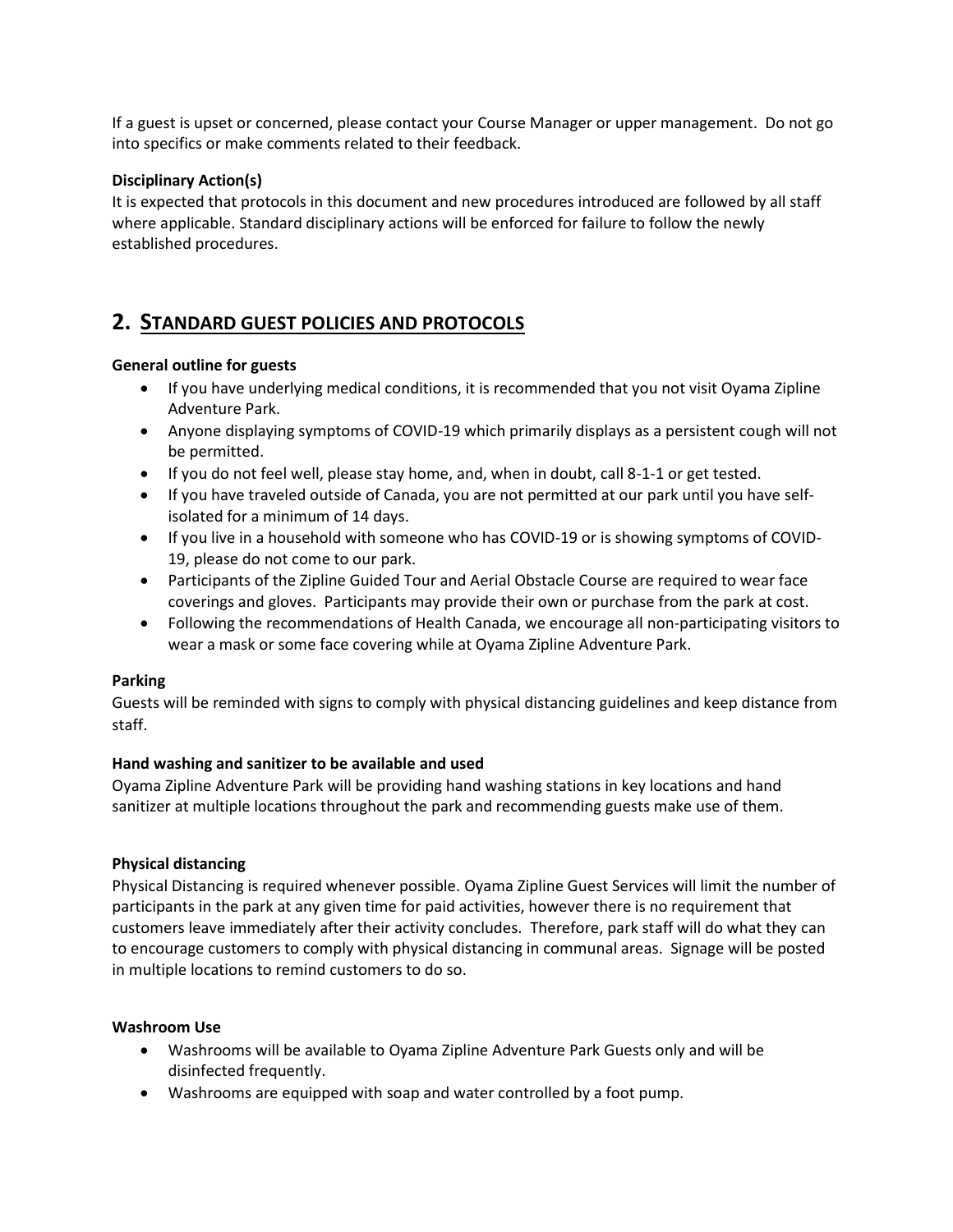If a guest is upset or concerned, please contact your Course Manager or upper management. Do not go into specifics or make comments related to their feedback.

**Disciplinary Action(s)**

It is expected that protocols in this document and new procedures introduced are followed by all staff where applicable. Standard disciplinary actions will be enforced for failure to follow the newly established procedures.

## 2. STANDARD GUEST POLICIES AND PROTOCOLS

**General outline for guests**

- If you have underlying medical conditions, it is recommended that you not visit Oyama Zipline Adventure Park.
- Anyone displaying symptoms of COVID-19 which primarily displays as a persistent cough will not be permitted.
- If you do not feel well, please stay home, and, when in doubt, call 8-1-1 or get tested.
- If you have traveled outside of Canada, you are not permitted at our park until you have self-isolated for a minimum of 14 days.
- If you live in a household with someone who has COVID-19 or is showing symptoms of COVID-19, please do not come to our park.
- Participants of the Zipline Guided Tour and Aerial Obstacle Course are required to wear face coverings and gloves. Participants may provide their own or purchase from the park at cost.
- Following the recommendations of Health Canada, we encourage all non-participating visitors to wear a mask or some face covering while at Oyama Zipline Adventure Park.

**Parking**

Guests will be reminded with signs to comply with physical distancing guidelines and keep distance from staff.

**Hand washing and sanitizer to be available and used**

Oyama Zipline Adventure Park will be providing hand washing stations in key locations and hand sanitizer at multiple locations throughout the park and recommending guests make use of them.

**Physical distancing**

Physical Distancing is required whenever possible. Oyama Zipline Guest Services will limit the number of participants in the park at any given time for paid activities, however there is no requirement that customers leave immediately after their activity concludes. Therefore, park staff will do what they can to encourage customers to comply with physical distancing in communal areas. Signage will be posted in multiple locations to remind customers to do so.

**Washroom Use**

- Washrooms will be available to Oyama Zipline Adventure Park Guests only and will be disinfected frequently.
- Washrooms are equipped with soap and water controlled by a foot pump.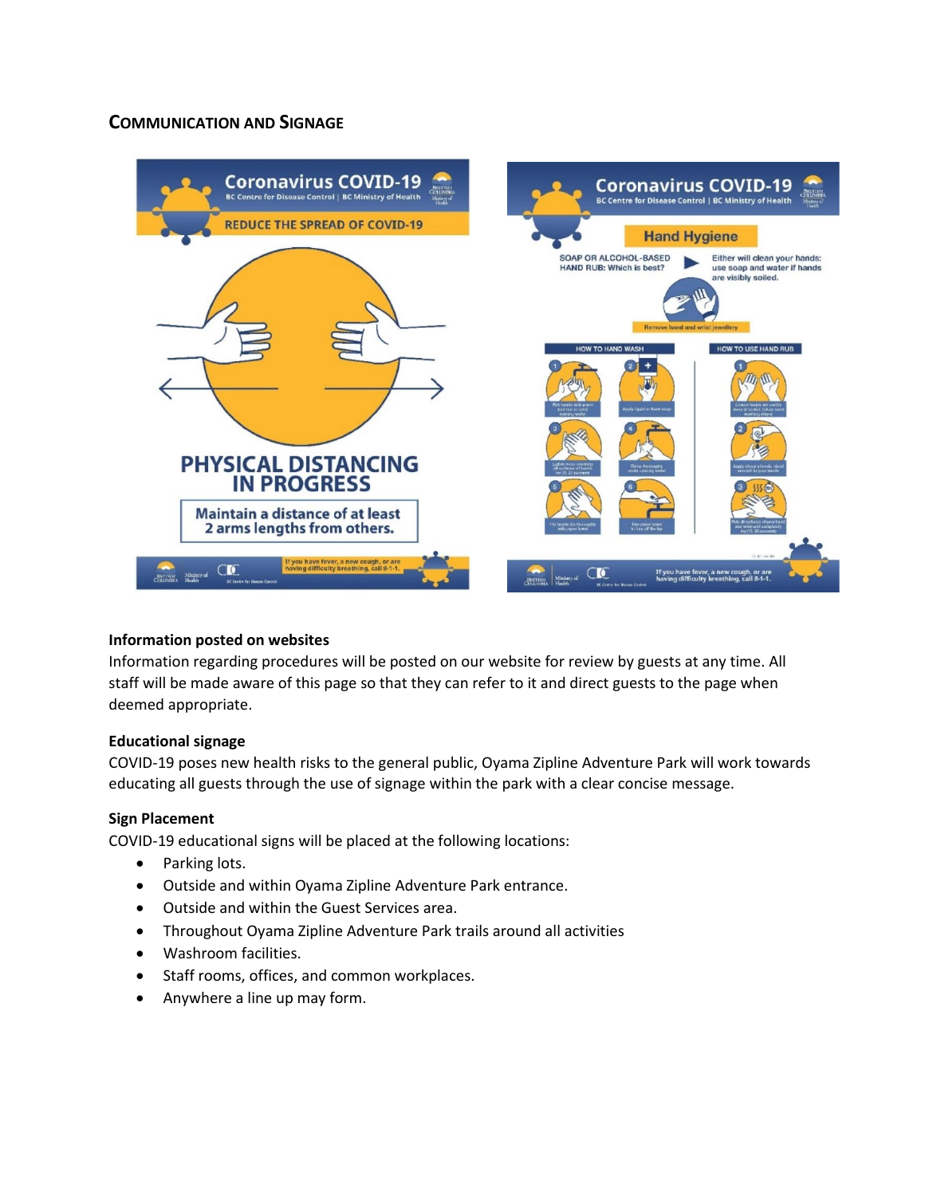## Communication and Signage

### Information posted on websites

Information regarding procedures will be posted on our website for review by guests at any time. All staff will be made aware of this page so that they can refer to it and direct guests to the page when deemed appropriate.

### Educational signage

COVID-19 poses new health risks to the general public, Oyama Zipline Adventure Park will work towards educating all guests through the use of signage within the park with a clear concise message.

### Sign Placement

COVID-19 educational signs will be placed at the following locations:

- Parking lots.
- Outside and within Oyama Zipline Adventure Park entrance.
- Outside and within the Guest Services area.
- Throughout Oyama Zipline Adventure Park trails around all activities
- Washroom facilities.
- Staff rooms, offices, and common workplaces.
- Anywhere a line up may form.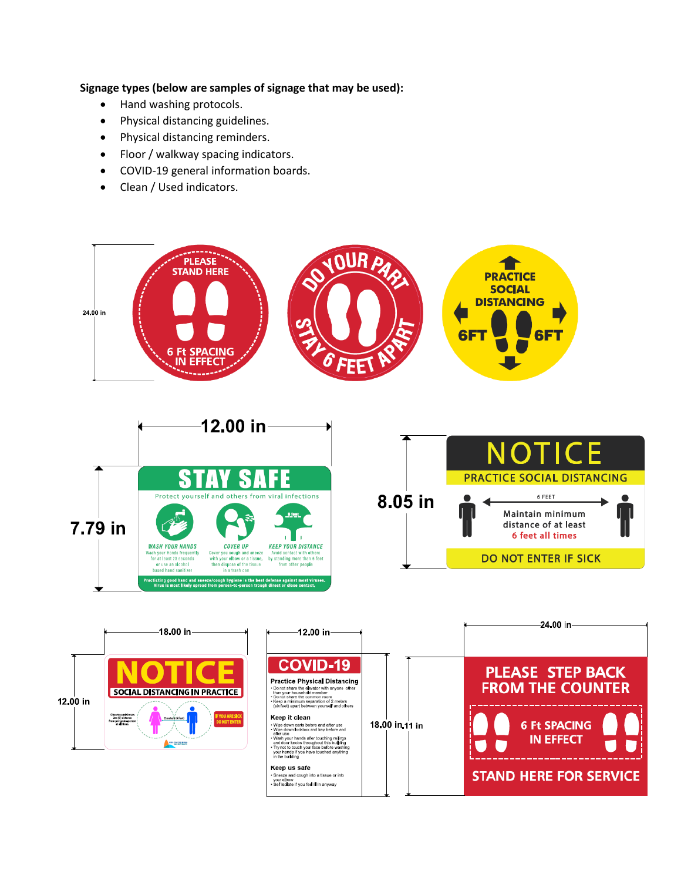**Signage types (below are samples of signage that may be used):**

- Hand washing protocols.
- Physical distancing guidelines.
- Physical distancing reminders.
- Floor / walkway spacing indicators.
- COVID-19 general information boards.
- Clean / Used indicators.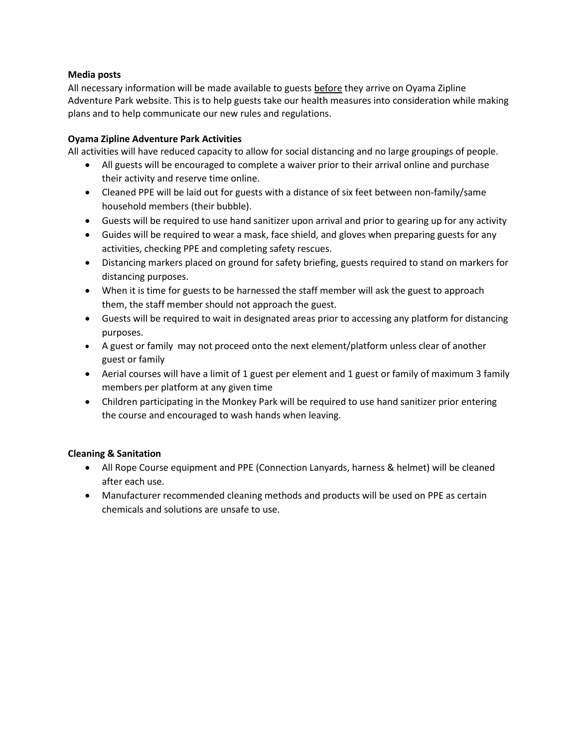**Media posts**

All necessary information will be made available to guests <u>before</u> they arrive on Oyama Zipline Adventure Park website. This is to help guests take our health measures into consideration while making plans and to help communicate our new rules and regulations.

**Oyama Zipline Adventure Park Activities**

All activities will have reduced capacity to allow for social distancing and no large groupings of people.

- All guests will be encouraged to complete a waiver prior to their arrival online and purchase their activity and reserve time online.
- Cleaned PPE will be laid out for guests with a distance of six feet between non-family/same household members (their bubble).
- Guests will be required to use hand sanitizer upon arrival and prior to gearing up for any activity
- Guides will be required to wear a mask, face shield, and gloves when preparing guests for any activities, checking PPE and completing safety rescues.
- Distancing markers placed on ground for safety briefing, guests required to stand on markers for distancing purposes.
- When it is time for guests to be harnessed the staff member will ask the guest to approach them, the staff member should not approach the guest.
- Guests will be required to wait in designated areas prior to accessing any platform for distancing purposes.
- A guest or family may not proceed onto the next element/platform unless clear of another guest or family
- Aerial courses will have a limit of 1 guest per element and 1 guest or family of maximum 3 family members per platform at any given time
- Children participating in the Monkey Park will be required to use hand sanitizer prior entering the course and encouraged to wash hands when leaving.

**Cleaning & Sanitation**

- All Rope Course equipment and PPE (Connection Lanyards, harness & helmet) will be cleaned after each use.
- Manufacturer recommended cleaning methods and products will be used on PPE as certain chemicals and solutions are unsafe to use.